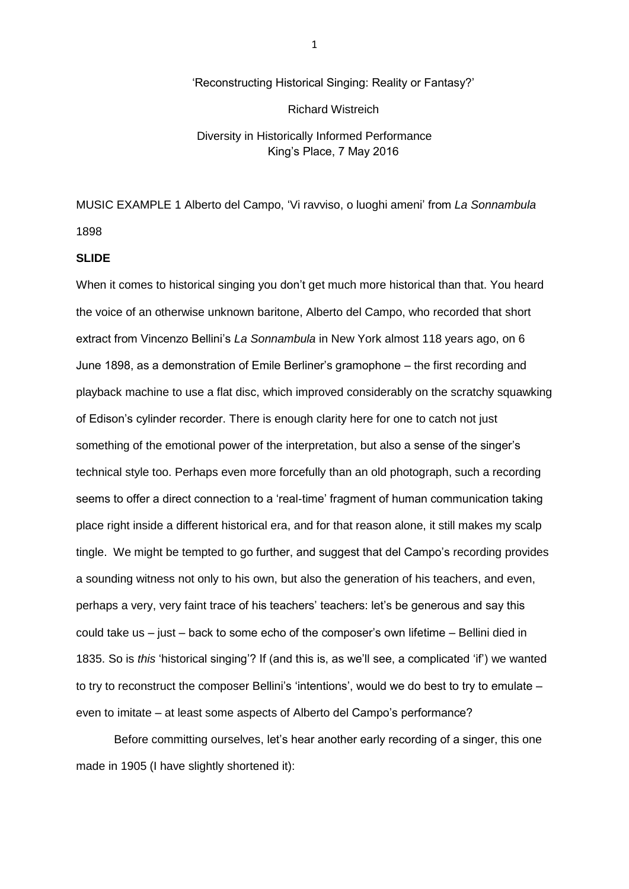'Reconstructing Historical Singing: Reality or Fantasy?'

Richard Wistreich

Diversity in Historically Informed Performance
King's Place, 7 May 2016

MUSIC EXAMPLE 1 Alberto del Campo, 'Vi ravviso, o luoghi ameni' from *La Sonnambula* 1898

**SLIDE**

When it comes to historical singing you don't get much more historical than that. You heard the voice of an otherwise unknown baritone, Alberto del Campo, who recorded that short extract from Vincenzo Bellini's *La Sonnambula* in New York almost 118 years ago, on 6 June 1898, as a demonstration of Emile Berliner's gramophone – the first recording and playback machine to use a flat disc, which improved considerably on the scratchy squawking of Edison's cylinder recorder. There is enough clarity here for one to catch not just something of the emotional power of the interpretation, but also a sense of the singer's technical style too. Perhaps even more forcefully than an old photograph, such a recording seems to offer a direct connection to a 'real-time' fragment of human communication taking place right inside a different historical era, and for that reason alone, it still makes my scalp tingle. We might be tempted to go further, and suggest that del Campo's recording provides a sounding witness not only to his own, but also the generation of his teachers, and even, perhaps a very, very faint trace of his teachers' teachers: let's be generous and say this could take us – just – back to some echo of the composer's own lifetime – Bellini died in 1835. So is *this* 'historical singing'? If (and this is, as we'll see, a complicated 'if') we wanted to try to reconstruct the composer Bellini's 'intentions', would we do best to try to emulate – even to imitate – at least some aspects of Alberto del Campo's performance?

Before committing ourselves, let's hear another early recording of a singer, this one made in 1905 (I have slightly shortened it):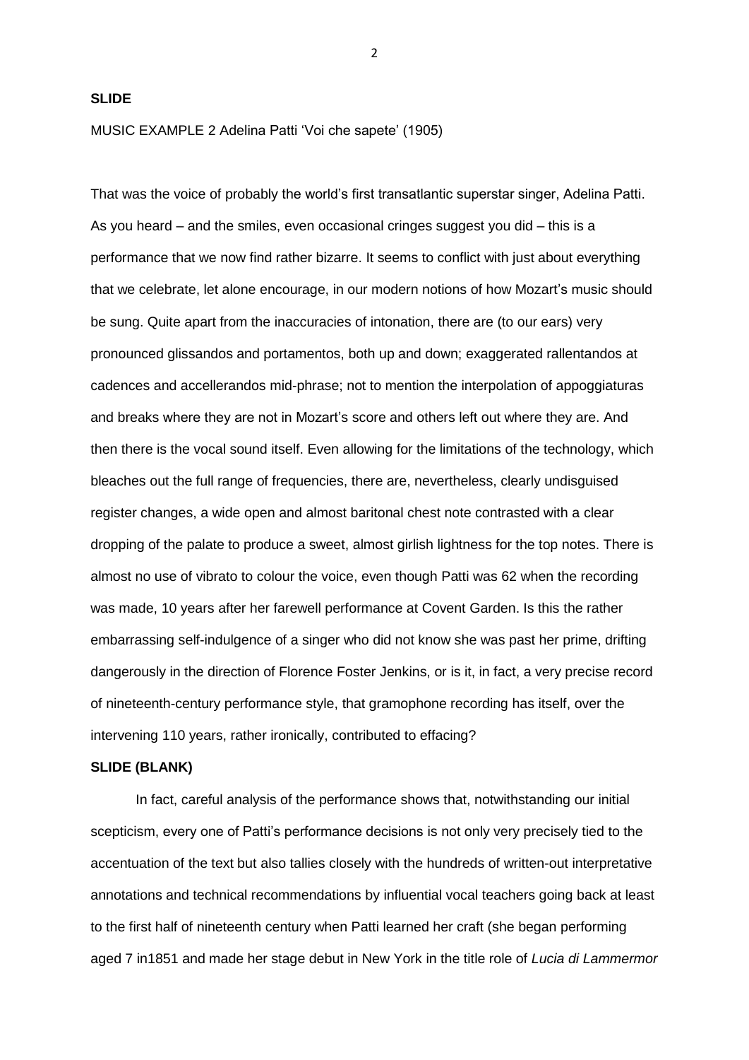**SLIDE**

MUSIC EXAMPLE 2 Adelina Patti 'Voi che sapete' (1905)

That was the voice of probably the world's first transatlantic superstar singer, Adelina Patti. As you heard – and the smiles, even occasional cringes suggest you did – this is a performance that we now find rather bizarre. It seems to conflict with just about everything that we celebrate, let alone encourage, in our modern notions of how Mozart's music should be sung. Quite apart from the inaccuracies of intonation, there are (to our ears) very pronounced glissandos and portamentos, both up and down; exaggerated rallentandos at cadences and accellerandos mid-phrase; not to mention the interpolation of appoggiaturas and breaks where they are not in Mozart's score and others left out where they are. And then there is the vocal sound itself. Even allowing for the limitations of the technology, which bleaches out the full range of frequencies, there are, nevertheless, clearly undisguised register changes, a wide open and almost baritonal chest note contrasted with a clear dropping of the palate to produce a sweet, almost girlish lightness for the top notes. There is almost no use of vibrato to colour the voice, even though Patti was 62 when the recording was made, 10 years after her farewell performance at Covent Garden. Is this the rather embarrassing self-indulgence of a singer who did not know she was past her prime, drifting dangerously in the direction of Florence Foster Jenkins, or is it, in fact, a very precise record of nineteenth-century performance style, that gramophone recording has itself, over the intervening 110 years, rather ironically, contributed to effacing?

**SLIDE (BLANK)**

In fact, careful analysis of the performance shows that, notwithstanding our initial scepticism, every one of Patti's performance decisions is not only very precisely tied to the accentuation of the text but also tallies closely with the hundreds of written-out interpretative annotations and technical recommendations by influential vocal teachers going back at least to the first half of nineteenth century when Patti learned her craft (she began performing aged 7 in1851 and made her stage debut in New York in the title role of *Lucia di Lammermor*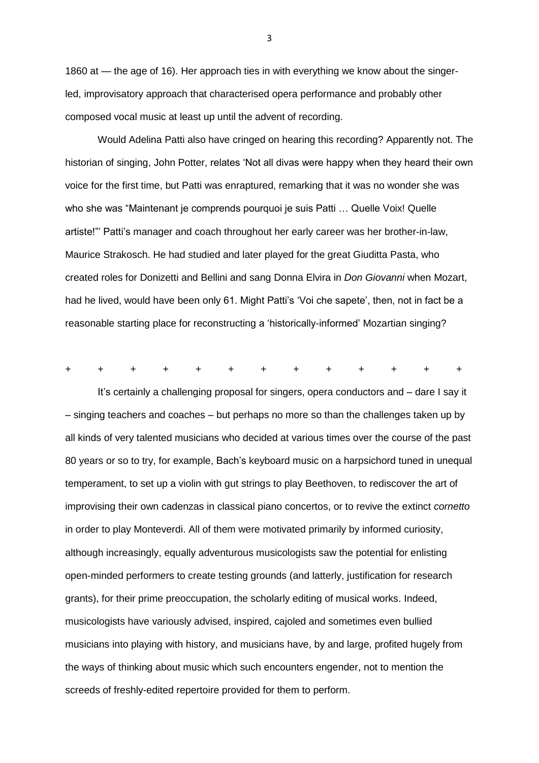1860 at — the age of 16). Her approach ties in with everything we know about the singer-led, improvisatory approach that characterised opera performance and probably other composed vocal music at least up until the advent of recording.

Would Adelina Patti also have cringed on hearing this recording? Apparently not. The historian of singing, John Potter, relates 'Not all divas were happy when they heard their own voice for the first time, but Patti was enraptured, remarking that it was no wonder she was who she was "Maintenant je comprends pourquoi je suis Patti … Quelle Voix! Quelle artiste!"' Patti's manager and coach throughout her early career was her brother-in-law, Maurice Strakosch. He had studied and later played for the great Giuditta Pasta, who created roles for Donizetti and Bellini and sang Donna Elvira in *Don Giovanni* when Mozart, had he lived, would have been only 61. Might Patti's 'Voi che sapete', then, not in fact be a reasonable starting place for reconstructing a 'historically-informed' Mozartian singing?

+ + + + + + + + + + + + +

It's certainly a challenging proposal for singers, opera conductors and – dare I say it – singing teachers and coaches – but perhaps no more so than the challenges taken up by all kinds of very talented musicians who decided at various times over the course of the past 80 years or so to try, for example, Bach's keyboard music on a harpsichord tuned in unequal temperament, to set up a violin with gut strings to play Beethoven, to rediscover the art of improvising their own cadenzas in classical piano concertos, or to revive the extinct *cornetto* in order to play Monteverdi. All of them were motivated primarily by informed curiosity, although increasingly, equally adventurous musicologists saw the potential for enlisting open-minded performers to create testing grounds (and latterly, justification for research grants), for their prime preoccupation, the scholarly editing of musical works. Indeed, musicologists have variously advised, inspired, cajoled and sometimes even bullied musicians into playing with history, and musicians have, by and large, profited hugely from the ways of thinking about music which such encounters engender, not to mention the screeds of freshly-edited repertoire provided for them to perform.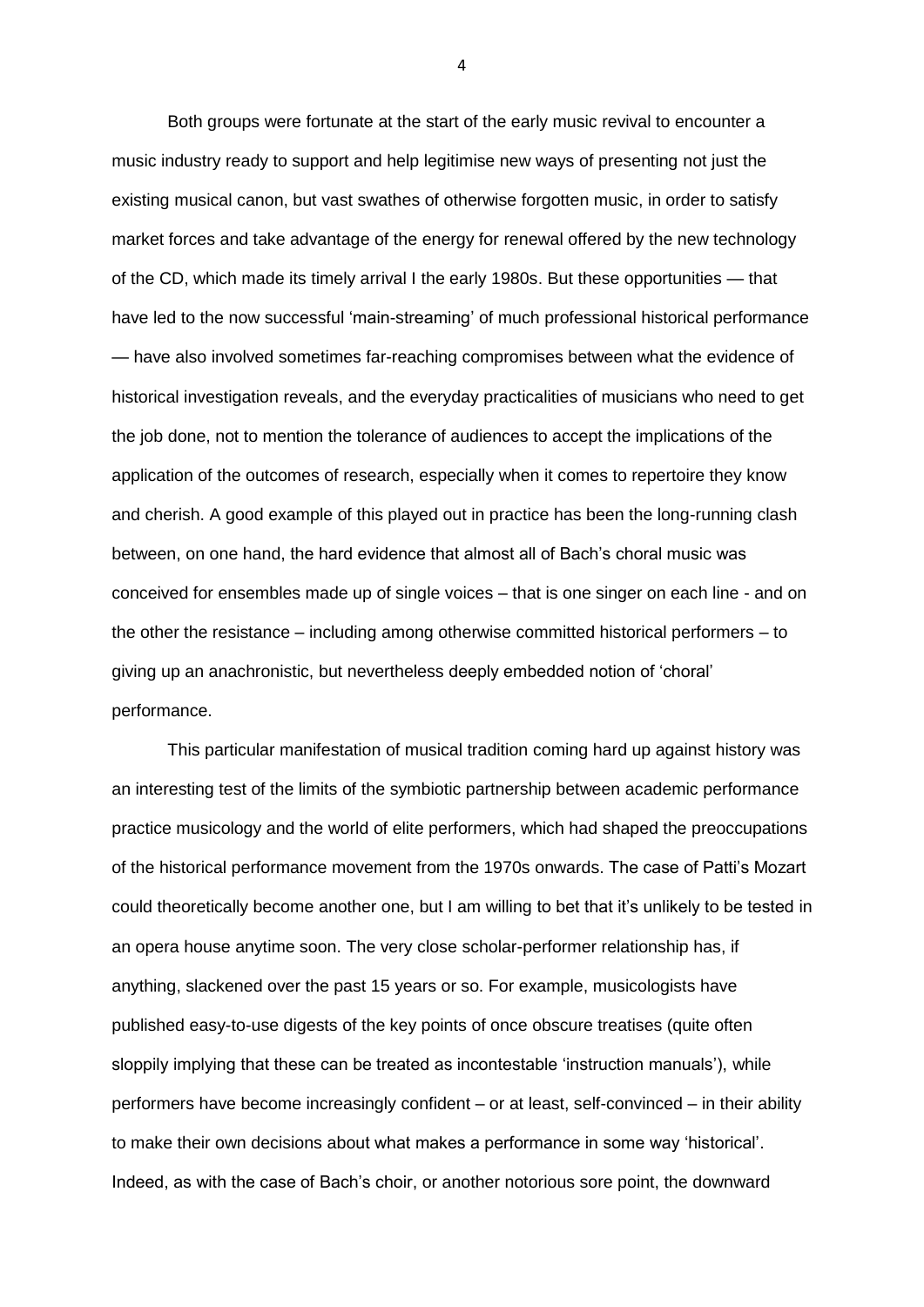Both groups were fortunate at the start of the early music revival to encounter a music industry ready to support and help legitimise new ways of presenting not just the existing musical canon, but vast swathes of otherwise forgotten music, in order to satisfy market forces and take advantage of the energy for renewal offered by the new technology of the CD, which made its timely arrival I the early 1980s. But these opportunities — that have led to the now successful 'main-streaming' of much professional historical performance — have also involved sometimes far-reaching compromises between what the evidence of historical investigation reveals, and the everyday practicalities of musicians who need to get the job done, not to mention the tolerance of audiences to accept the implications of the application of the outcomes of research, especially when it comes to repertoire they know and cherish. A good example of this played out in practice has been the long-running clash between, on one hand, the hard evidence that almost all of Bach's choral music was conceived for ensembles made up of single voices – that is one singer on each line - and on the other the resistance – including among otherwise committed historical performers – to giving up an anachronistic, but nevertheless deeply embedded notion of 'choral' performance.

This particular manifestation of musical tradition coming hard up against history was an interesting test of the limits of the symbiotic partnership between academic performance practice musicology and the world of elite performers, which had shaped the preoccupations of the historical performance movement from the 1970s onwards. The case of Patti's Mozart could theoretically become another one, but I am willing to bet that it's unlikely to be tested in an opera house anytime soon. The very close scholar-performer relationship has, if anything, slackened over the past 15 years or so. For example, musicologists have published easy-to-use digests of the key points of once obscure treatises (quite often sloppily implying that these can be treated as incontestable 'instruction manuals'), while performers have become increasingly confident – or at least, self-convinced – in their ability to make their own decisions about what makes a performance in some way 'historical'. Indeed, as with the case of Bach's choir, or another notorious sore point, the downward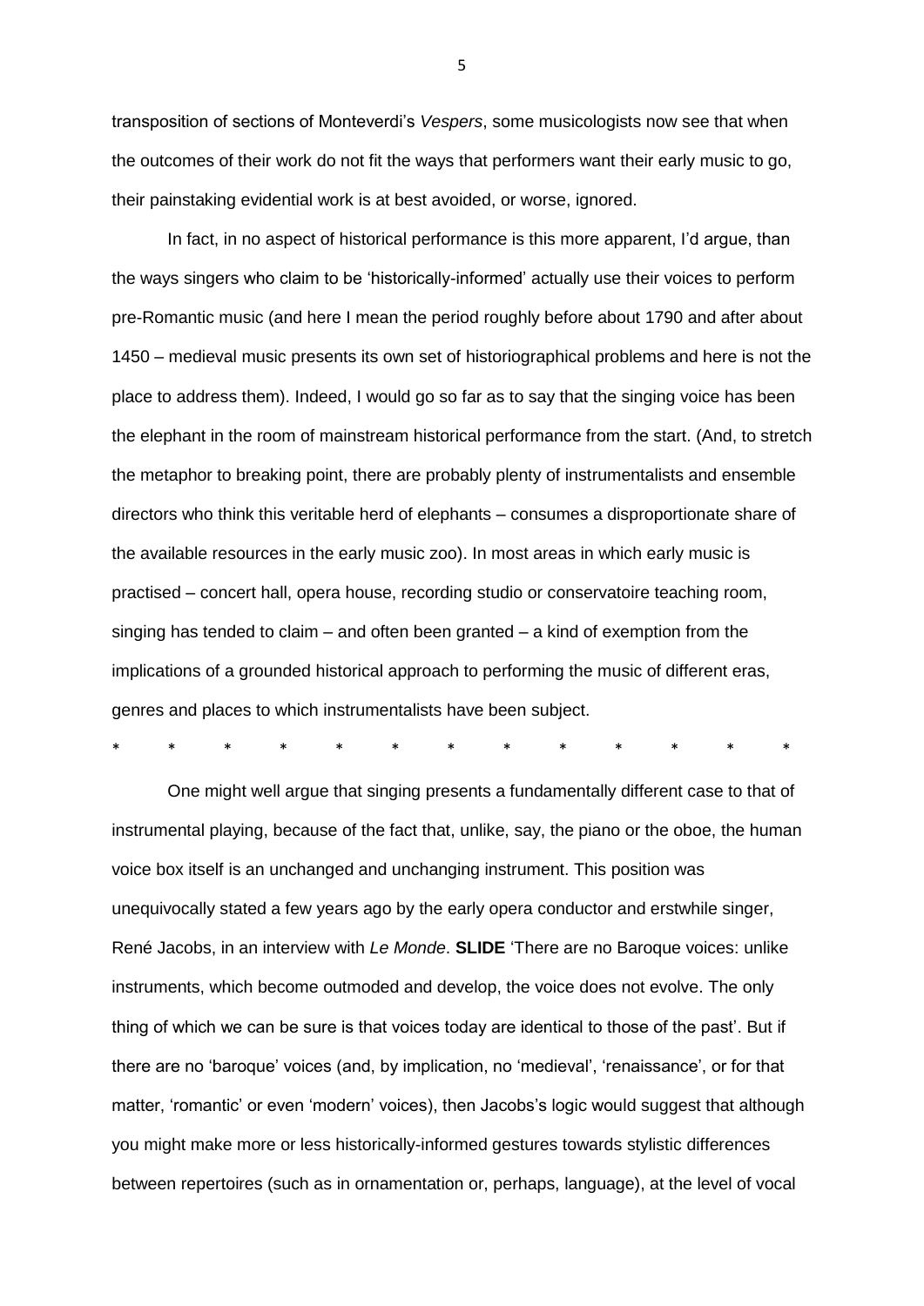transposition of sections of Monteverdi's *Vespers*, some musicologists now see that when the outcomes of their work do not fit the ways that performers want their early music to go, their painstaking evidential work is at best avoided, or worse, ignored.

In fact, in no aspect of historical performance is this more apparent, I'd argue, than the ways singers who claim to be 'historically-informed' actually use their voices to perform pre-Romantic music (and here I mean the period roughly before about 1790 and after about 1450 – medieval music presents its own set of historiographical problems and here is not the place to address them). Indeed, I would go so far as to say that the singing voice has been the elephant in the room of mainstream historical performance from the start. (And, to stretch the metaphor to breaking point, there are probably plenty of instrumentalists and ensemble directors who think this veritable herd of elephants – consumes a disproportionate share of the available resources in the early music zoo). In most areas in which early music is practised – concert hall, opera house, recording studio or conservatoire teaching room, singing has tended to claim – and often been granted – a kind of exemption from the implications of a grounded historical approach to performing the music of different eras, genres and places to which instrumentalists have been subject.

\*    \*    \*    \*    \*    \*    \*    \*    \*    \*    \*    \*    \*

One might well argue that singing presents a fundamentally different case to that of instrumental playing, because of the fact that, unlike, say, the piano or the oboe, the human voice box itself is an unchanged and unchanging instrument. This position was unequivocally stated a few years ago by the early opera conductor and erstwhile singer, René Jacobs, in an interview with *Le Monde*. **SLIDE** 'There are no Baroque voices: unlike instruments, which become outmoded and develop, the voice does not evolve. The only thing of which we can be sure is that voices today are identical to those of the past'. But if there are no 'baroque' voices (and, by implication, no 'medieval', 'renaissance', or for that matter, 'romantic' or even 'modern' voices), then Jacobs's logic would suggest that although you might make more or less historically-informed gestures towards stylistic differences between repertoires (such as in ornamentation or, perhaps, language), at the level of vocal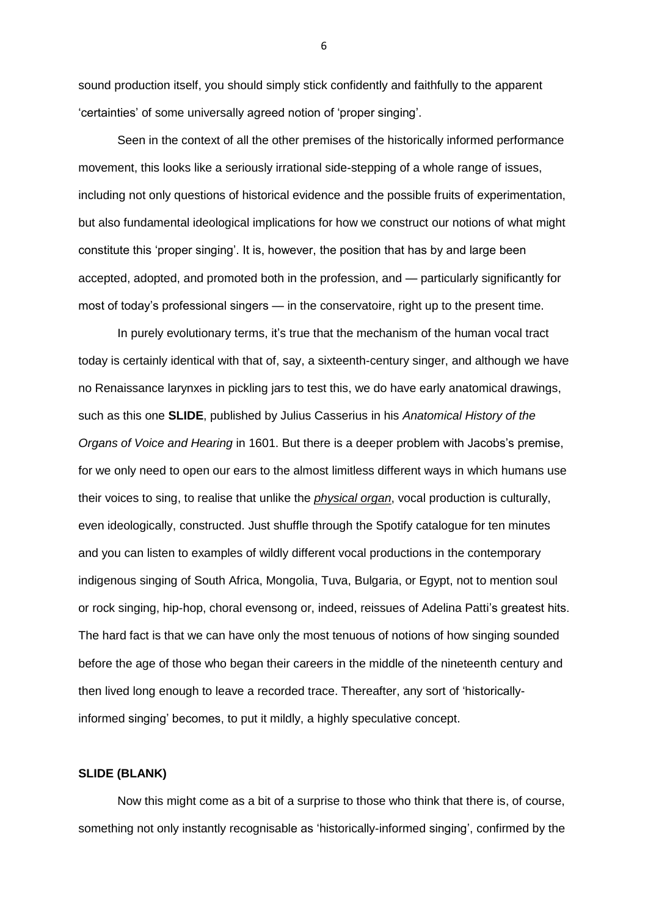sound production itself, you should simply stick confidently and faithfully to the apparent 'certainties' of some universally agreed notion of 'proper singing'.

Seen in the context of all the other premises of the historically informed performance movement, this looks like a seriously irrational side-stepping of a whole range of issues, including not only questions of historical evidence and the possible fruits of experimentation, but also fundamental ideological implications for how we construct our notions of what might constitute this 'proper singing'. It is, however, the position that has by and large been accepted, adopted, and promoted both in the profession, and — particularly significantly for most of today's professional singers — in the conservatoire, right up to the present time.

In purely evolutionary terms, it's true that the mechanism of the human vocal tract today is certainly identical with that of, say, a sixteenth-century singer, and although we have no Renaissance larynxes in pickling jars to test this, we do have early anatomical drawings, such as this one **SLIDE**, published by Julius Casserius in his *Anatomical History of the Organs of Voice and Hearing* in 1601. But there is a deeper problem with Jacobs's premise, for we only need to open our ears to the almost limitless different ways in which humans use their voices to sing, to realise that unlike the ***physical organ***, vocal production is culturally, even ideologically, constructed. Just shuffle through the Spotify catalogue for ten minutes and you can listen to examples of wildly different vocal productions in the contemporary indigenous singing of South Africa, Mongolia, Tuva, Bulgaria, or Egypt, not to mention soul or rock singing, hip-hop, choral evensong or, indeed, reissues of Adelina Patti's greatest hits. The hard fact is that we can have only the most tenuous of notions of how singing sounded before the age of those who began their careers in the middle of the nineteenth century and then lived long enough to leave a recorded trace. Thereafter, any sort of 'historically-informed singing' becomes, to put it mildly, a highly speculative concept.

**SLIDE (BLANK)**

Now this might come as a bit of a surprise to those who think that there is, of course, something not only instantly recognisable as 'historically-informed singing', confirmed by the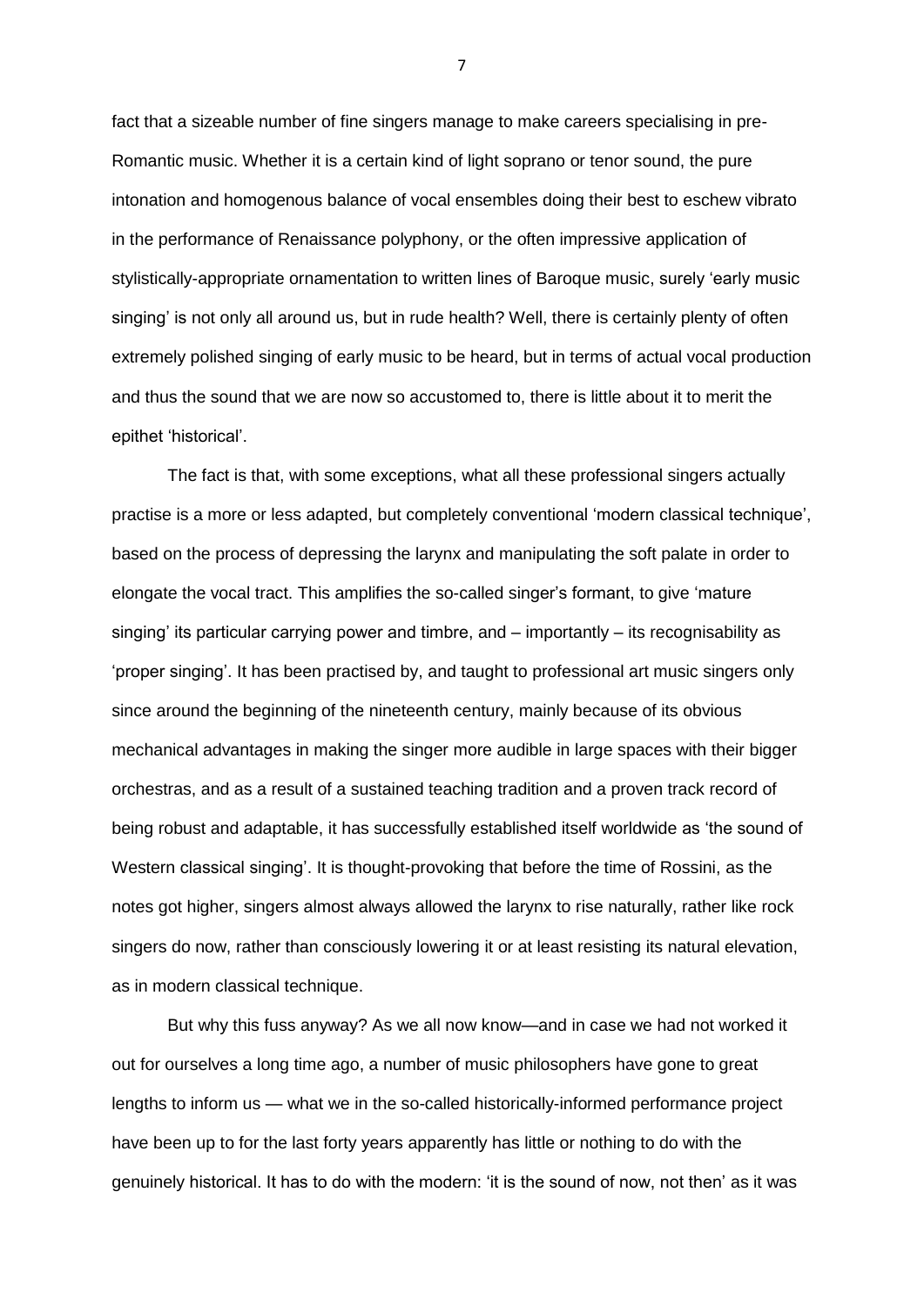fact that a sizeable number of fine singers manage to make careers specialising in pre-Romantic music. Whether it is a certain kind of light soprano or tenor sound, the pure intonation and homogenous balance of vocal ensembles doing their best to eschew vibrato in the performance of Renaissance polyphony, or the often impressive application of stylistically-appropriate ornamentation to written lines of Baroque music, surely 'early music singing' is not only all around us, but in rude health? Well, there is certainly plenty of often extremely polished singing of early music to be heard, but in terms of actual vocal production and thus the sound that we are now so accustomed to, there is little about it to merit the epithet 'historical'.

The fact is that, with some exceptions, what all these professional singers actually practise is a more or less adapted, but completely conventional 'modern classical technique', based on the process of depressing the larynx and manipulating the soft palate in order to elongate the vocal tract. This amplifies the so-called singer's formant, to give 'mature singing' its particular carrying power and timbre, and – importantly – its recognisability as 'proper singing'. It has been practised by, and taught to professional art music singers only since around the beginning of the nineteenth century, mainly because of its obvious mechanical advantages in making the singer more audible in large spaces with their bigger orchestras, and as a result of a sustained teaching tradition and a proven track record of being robust and adaptable, it has successfully established itself worldwide as 'the sound of Western classical singing'. It is thought-provoking that before the time of Rossini, as the notes got higher, singers almost always allowed the larynx to rise naturally, rather like rock singers do now, rather than consciously lowering it or at least resisting its natural elevation, as in modern classical technique.

But why this fuss anyway? As we all now know—and in case we had not worked it out for ourselves a long time ago, a number of music philosophers have gone to great lengths to inform us — what we in the so-called historically-informed performance project have been up to for the last forty years apparently has little or nothing to do with the genuinely historical. It has to do with the modern: 'it is the sound of now, not then' as it was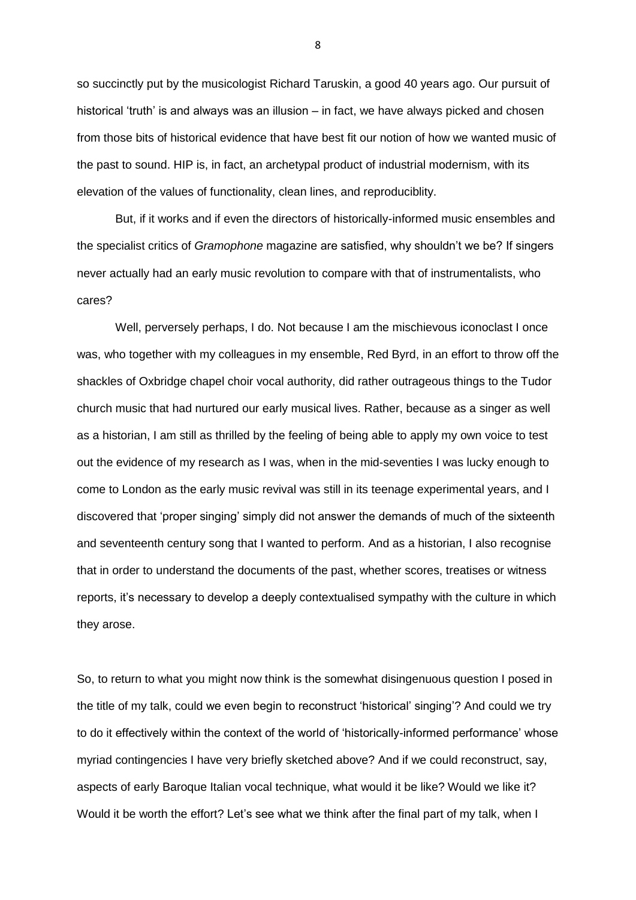so succinctly put by the musicologist Richard Taruskin, a good 40 years ago. Our pursuit of historical 'truth' is and always was an illusion – in fact, we have always picked and chosen from those bits of historical evidence that have best fit our notion of how we wanted music of the past to sound. HIP is, in fact, an archetypal product of industrial modernism, with its elevation of the values of functionality, clean lines, and reproduciblity.

But, if it works and if even the directors of historically-informed music ensembles and the specialist critics of *Gramophone* magazine are satisfied, why shouldn't we be? If singers never actually had an early music revolution to compare with that of instrumentalists, who cares?

Well, perversely perhaps, I do. Not because I am the mischievous iconoclast I once was, who together with my colleagues in my ensemble, Red Byrd, in an effort to throw off the shackles of Oxbridge chapel choir vocal authority, did rather outrageous things to the Tudor church music that had nurtured our early musical lives. Rather, because as a singer as well as a historian, I am still as thrilled by the feeling of being able to apply my own voice to test out the evidence of my research as I was, when in the mid-seventies I was lucky enough to come to London as the early music revival was still in its teenage experimental years, and I discovered that 'proper singing' simply did not answer the demands of much of the sixteenth and seventeenth century song that I wanted to perform. And as a historian, I also recognise that in order to understand the documents of the past, whether scores, treatises or witness reports, it's necessary to develop a deeply contextualised sympathy with the culture in which they arose.

So, to return to what you might now think is the somewhat disingenuous question I posed in the title of my talk, could we even begin to reconstruct 'historical' singing'? And could we try to do it effectively within the context of the world of 'historically-informed performance' whose myriad contingencies I have very briefly sketched above? And if we could reconstruct, say, aspects of early Baroque Italian vocal technique, what would it be like? Would we like it? Would it be worth the effort? Let's see what we think after the final part of my talk, when I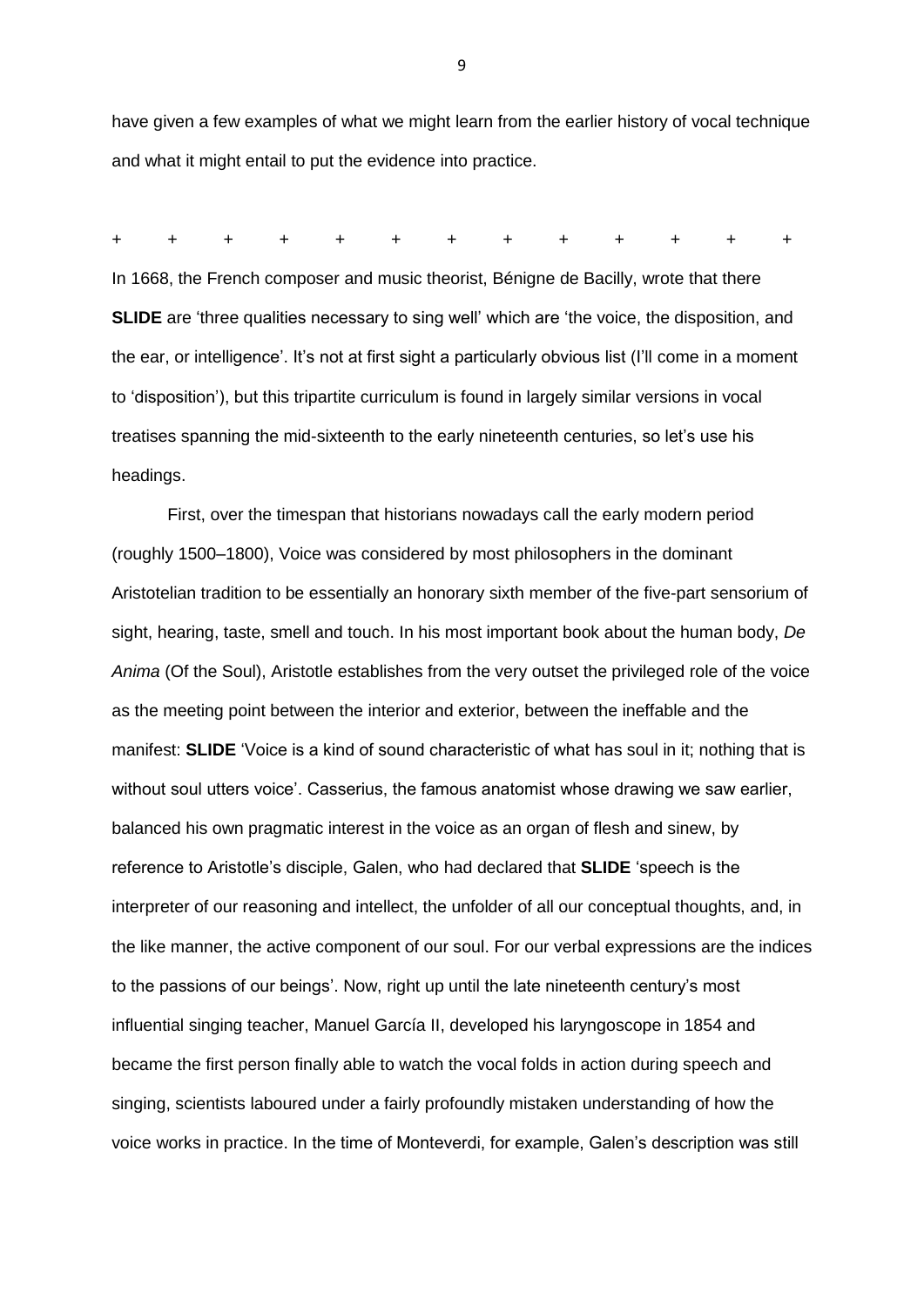have given a few examples of what we might learn from the earlier history of vocal technique and what it might entail to put the evidence into practice.

\+ + + + + + + + + + + + +

In 1668, the French composer and music theorist, Bénigne de Bacilly, wrote that there **SLIDE** are 'three qualities necessary to sing well' which are 'the voice, the disposition, and the ear, or intelligence'. It's not at first sight a particularly obvious list (I'll come in a moment to 'disposition'), but this tripartite curriculum is found in largely similar versions in vocal treatises spanning the mid-sixteenth to the early nineteenth centuries, so let's use his headings.

First, over the timespan that historians nowadays call the early modern period (roughly 1500–1800), Voice was considered by most philosophers in the dominant Aristotelian tradition to be essentially an honorary sixth member of the five-part sensorium of sight, hearing, taste, smell and touch. In his most important book about the human body, *De Anima* (Of the Soul), Aristotle establishes from the very outset the privileged role of the voice as the meeting point between the interior and exterior, between the ineffable and the manifest: **SLIDE** 'Voice is a kind of sound characteristic of what has soul in it; nothing that is without soul utters voice'. Casserius, the famous anatomist whose drawing we saw earlier, balanced his own pragmatic interest in the voice as an organ of flesh and sinew, by reference to Aristotle's disciple, Galen, who had declared that **SLIDE** 'speech is the interpreter of our reasoning and intellect, the unfolder of all our conceptual thoughts, and, in the like manner, the active component of our soul. For our verbal expressions are the indices to the passions of our beings'. Now, right up until the late nineteenth century's most influential singing teacher, Manuel García II, developed his laryngoscope in 1854 and became the first person finally able to watch the vocal folds in action during speech and singing, scientists laboured under a fairly profoundly mistaken understanding of how the voice works in practice. In the time of Monteverdi, for example, Galen's description was still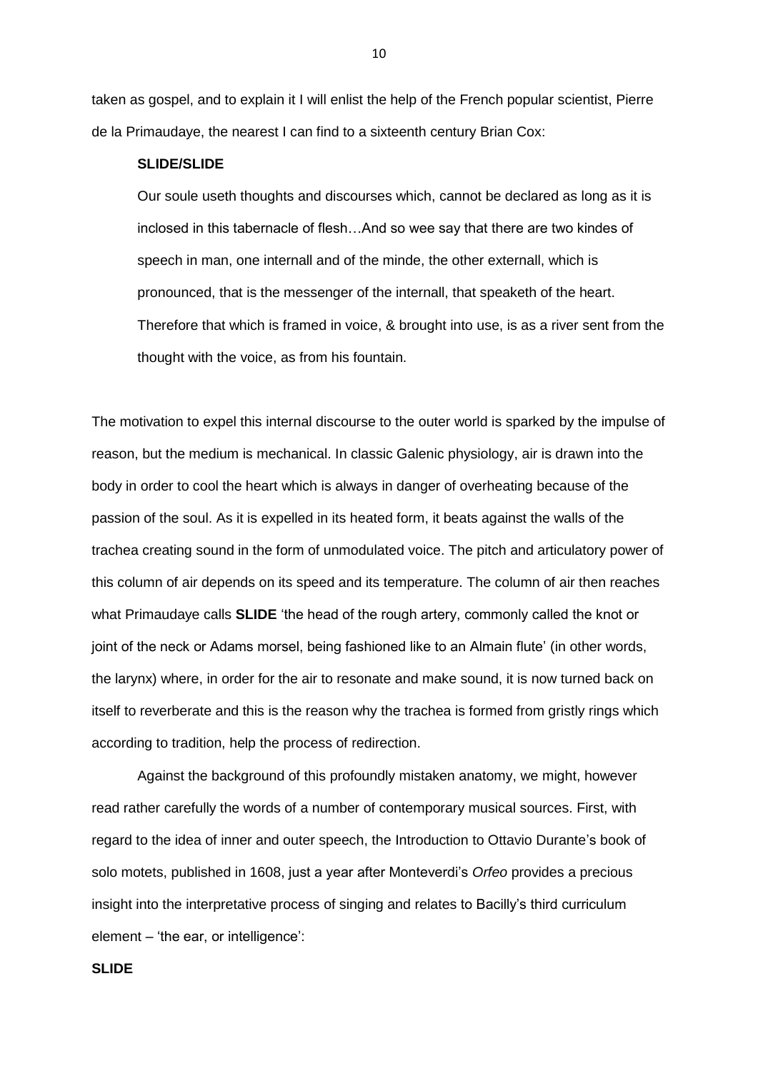taken as gospel, and to explain it I will enlist the help of the French popular scientist, Pierre de la Primaudaye, the nearest I can find to a sixteenth century Brian Cox:

**SLIDE/SLIDE**

> Our soule useth thoughts and discourses which, cannot be declared as long as it is inclosed in this tabernacle of flesh…And so wee say that there are two kindes of speech in man, one internall and of the minde, the other externall, which is pronounced, that is the messenger of the internall, that speaketh of the heart. Therefore that which is framed in voice, & brought into use, is as a river sent from the thought with the voice, as from his fountain.

The motivation to expel this internal discourse to the outer world is sparked by the impulse of reason, but the medium is mechanical. In classic Galenic physiology, air is drawn into the body in order to cool the heart which is always in danger of overheating because of the passion of the soul. As it is expelled in its heated form, it beats against the walls of the trachea creating sound in the form of unmodulated voice. The pitch and articulatory power of this column of air depends on its speed and its temperature. The column of air then reaches what Primaudaye calls **SLIDE** 'the head of the rough artery, commonly called the knot or joint of the neck or Adams morsel, being fashioned like to an Almain flute' (in other words, the larynx) where, in order for the air to resonate and make sound, it is now turned back on itself to reverberate and this is the reason why the trachea is formed from gristly rings which according to tradition, help the process of redirection.

Against the background of this profoundly mistaken anatomy, we might, however read rather carefully the words of a number of contemporary musical sources. First, with regard to the idea of inner and outer speech, the Introduction to Ottavio Durante's book of solo motets, published in 1608, just a year after Monteverdi's *Orfeo* provides a precious insight into the interpretative process of singing and relates to Bacilly's third curriculum element – 'the ear, or intelligence':

**SLIDE**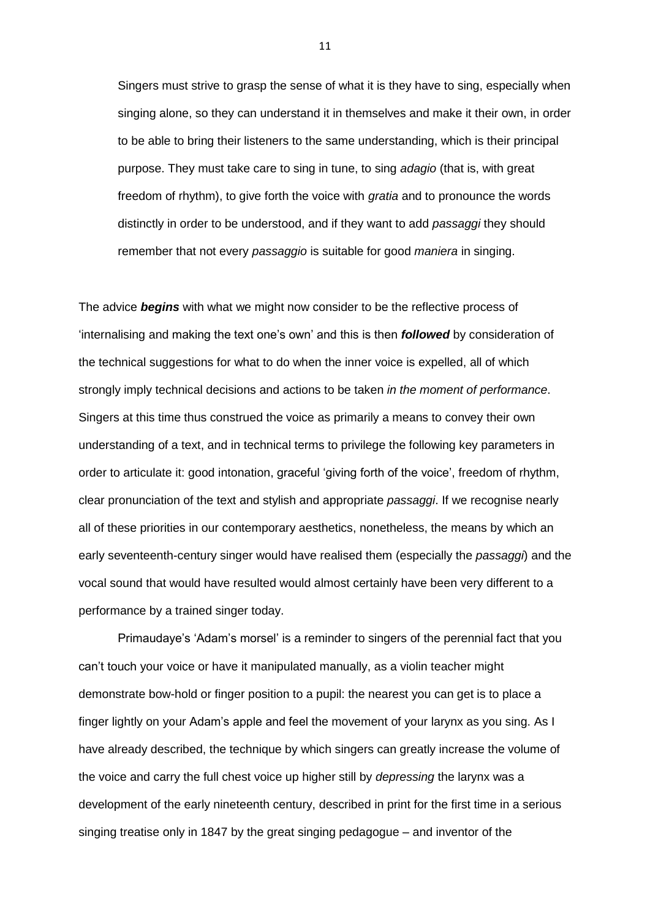> Singers must strive to grasp the sense of what it is they have to sing, especially when singing alone, so they can understand it in themselves and make it their own, in order to be able to bring their listeners to the same understanding, which is their principal purpose. They must take care to sing in tune, to sing *adagio* (that is, with great freedom of rhythm), to give forth the voice with *gratia* and to pronounce the words distinctly in order to be understood, and if they want to add *passaggi* they should remember that not every *passaggio* is suitable for good *maniera* in singing.

The advice ***begins*** with what we might now consider to be the reflective process of 'internalising and making the text one's own' and this is then ***followed*** by consideration of the technical suggestions for what to do when the inner voice is expelled, all of which strongly imply technical decisions and actions to be taken *in the moment of performance*. Singers at this time thus construed the voice as primarily a means to convey their own understanding of a text, and in technical terms to privilege the following key parameters in order to articulate it: good intonation, graceful 'giving forth of the voice', freedom of rhythm, clear pronunciation of the text and stylish and appropriate *passaggi*. If we recognise nearly all of these priorities in our contemporary aesthetics, nonetheless, the means by which an early seventeenth-century singer would have realised them (especially the *passaggi*) and the vocal sound that would have resulted would almost certainly have been very different to a performance by a trained singer today.

Primaudaye's 'Adam's morsel' is a reminder to singers of the perennial fact that you can't touch your voice or have it manipulated manually, as a violin teacher might demonstrate bow-hold or finger position to a pupil: the nearest you can get is to place a finger lightly on your Adam's apple and feel the movement of your larynx as you sing. As I have already described, the technique by which singers can greatly increase the volume of the voice and carry the full chest voice up higher still by *depressing* the larynx was a development of the early nineteenth century, described in print for the first time in a serious singing treatise only in 1847 by the great singing pedagogue – and inventor of the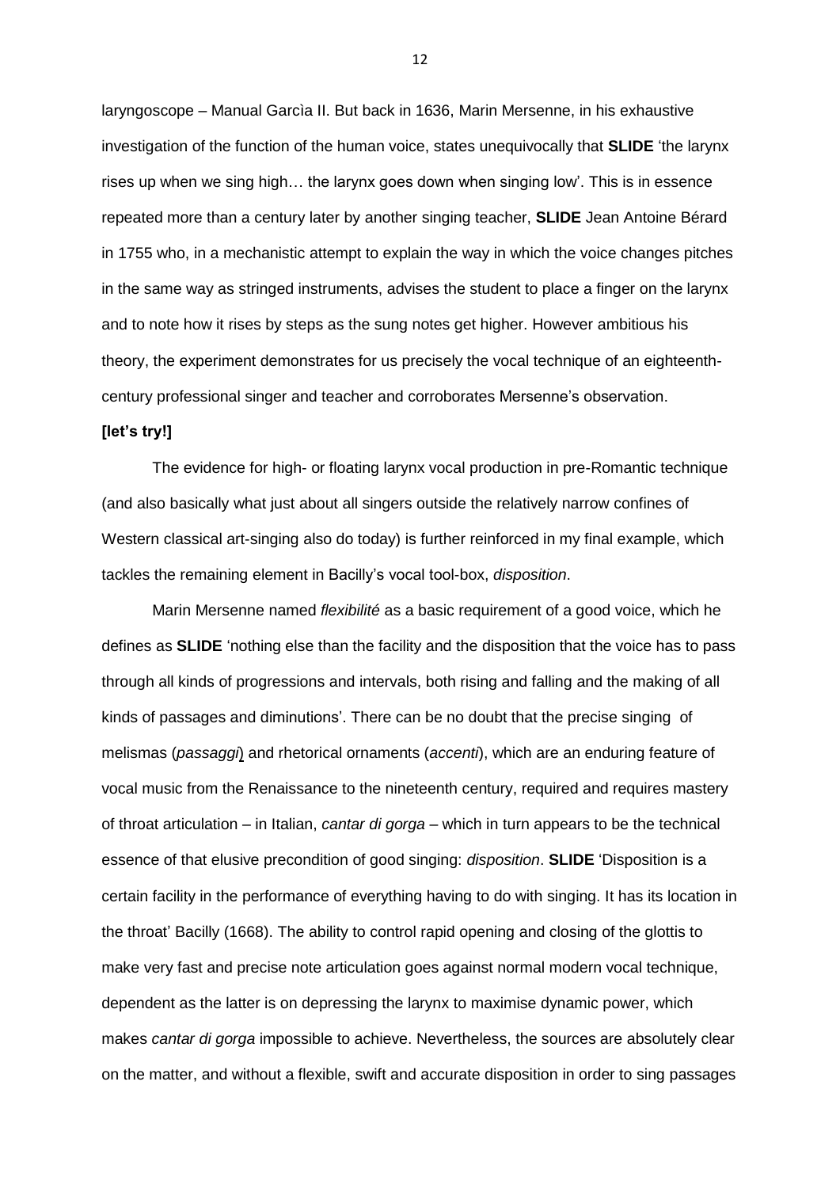laryngoscope – Manual Garcìa II. But back in 1636, Marin Mersenne, in his exhaustive investigation of the function of the human voice, states unequivocally that **SLIDE** 'the larynx rises up when we sing high… the larynx goes down when singing low'. This is in essence repeated more than a century later by another singing teacher, **SLIDE** Jean Antoine Bérard in 1755 who, in a mechanistic attempt to explain the way in which the voice changes pitches in the same way as stringed instruments, advises the student to place a finger on the larynx and to note how it rises by steps as the sung notes get higher. However ambitious his theory, the experiment demonstrates for us precisely the vocal technique of an eighteenth-century professional singer and teacher and corroborates Mersenne's observation.

**[let's try!]**

The evidence for high- or floating larynx vocal production in pre-Romantic technique (and also basically what just about all singers outside the relatively narrow confines of Western classical art-singing also do today) is further reinforced in my final example, which tackles the remaining element in Bacilly's vocal tool-box, *disposition*.

Marin Mersenne named *flexibilité* as a basic requirement of a good voice, which he defines as **SLIDE** 'nothing else than the facility and the disposition that the voice has to pass through all kinds of progressions and intervals, both rising and falling and the making of all kinds of passages and diminutions'. There can be no doubt that the precise singing of melismas (*passaggi*) and rhetorical ornaments (*accenti*), which are an enduring feature of vocal music from the Renaissance to the nineteenth century, required and requires mastery of throat articulation – in Italian, *cantar di gorga* – which in turn appears to be the technical essence of that elusive precondition of good singing: *disposition*. **SLIDE** 'Disposition is a certain facility in the performance of everything having to do with singing. It has its location in the throat' Bacilly (1668). The ability to control rapid opening and closing of the glottis to make very fast and precise note articulation goes against normal modern vocal technique, dependent as the latter is on depressing the larynx to maximise dynamic power, which makes *cantar di gorga* impossible to achieve. Nevertheless, the sources are absolutely clear on the matter, and without a flexible, swift and accurate disposition in order to sing passages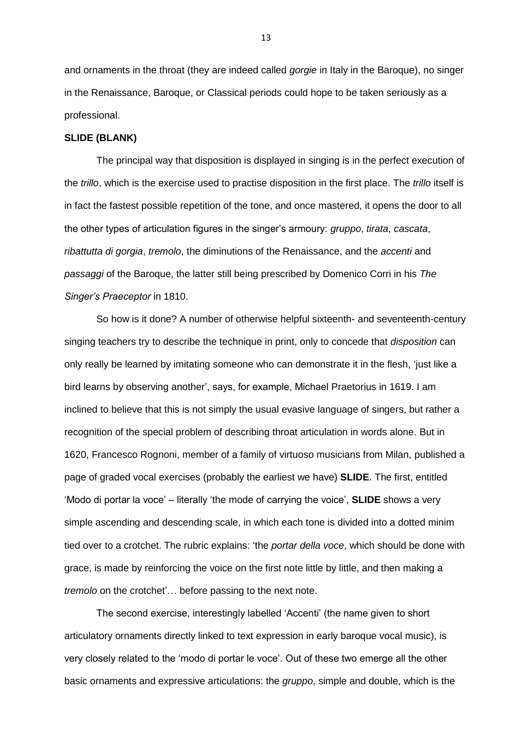and ornaments in the throat (they are indeed called *gorgie* in Italy in the Baroque), no singer in the Renaissance, Baroque, or Classical periods could hope to be taken seriously as a professional.

**SLIDE (BLANK)**

The principal way that disposition is displayed in singing is in the perfect execution of the *trillo*, which is the exercise used to practise disposition in the first place. The *trillo* itself is in fact the fastest possible repetition of the tone, and once mastered, it opens the door to all the other types of articulation figures in the singer's armoury: *gruppo*, *tirata*, *cascata*, *ribattutta di gorgia*, *tremolo*, the diminutions of the Renaissance, and the *accenti* and *passaggi* of the Baroque, the latter still being prescribed by Domenico Corri in his *The Singer's Praeceptor* in 1810.

So how is it done? A number of otherwise helpful sixteenth- and seventeenth-century singing teachers try to describe the technique in print, only to concede that *disposition* can only really be learned by imitating someone who can demonstrate it in the flesh, 'just like a bird learns by observing another', says, for example, Michael Praetorius in 1619. I am inclined to believe that this is not simply the usual evasive language of singers, but rather a recognition of the special problem of describing throat articulation in words alone. But in 1620, Francesco Rognoni, member of a family of virtuoso musicians from Milan, published a page of graded vocal exercises (probably the earliest we have) **SLIDE**. The first, entitled 'Modo di portar la voce' – literally 'the mode of carrying the voice', **SLIDE** shows a very simple ascending and descending scale, in which each tone is divided into a dotted minim tied over to a crotchet. The rubric explains: 'the *portar della voce*, which should be done with grace, is made by reinforcing the voice on the first note little by little, and then making a *tremolo* on the crotchet'… before passing to the next note.

The second exercise, interestingly labelled 'Accenti' (the name given to short articulatory ornaments directly linked to text expression in early baroque vocal music), is very closely related to the 'modo di portar le voce'. Out of these two emerge all the other basic ornaments and expressive articulations: the *gruppo*, simple and double, which is the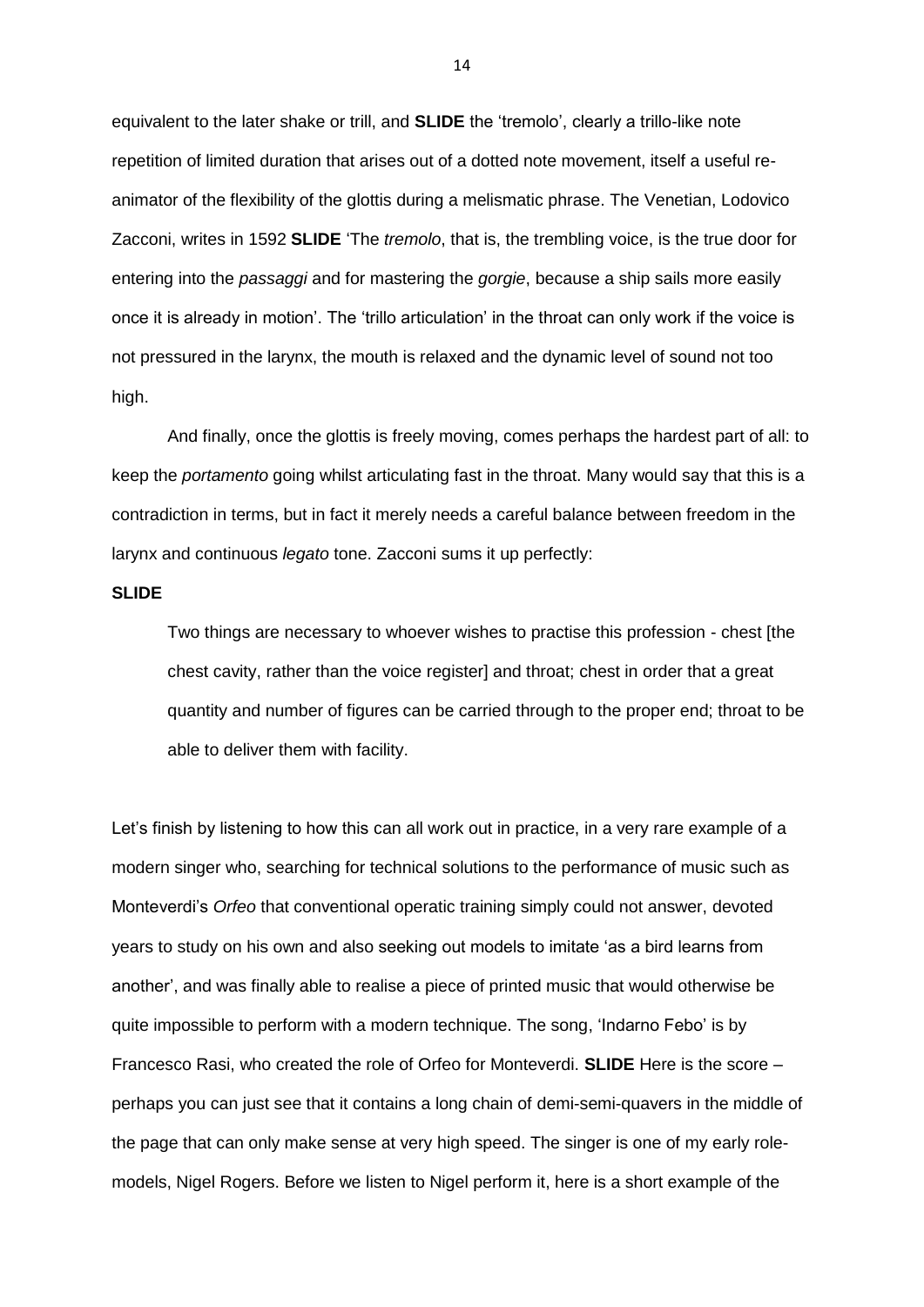equivalent to the later shake or trill, and **SLIDE** the 'tremolo', clearly a trillo-like note repetition of limited duration that arises out of a dotted note movement, itself a useful re-animator of the flexibility of the glottis during a melismatic phrase. The Venetian, Lodovico Zacconi, writes in 1592 **SLIDE** 'The *tremolo*, that is, the trembling voice, is the true door for entering into the *passaggi* and for mastering the *gorgie*, because a ship sails more easily once it is already in motion'. The 'trillo articulation' in the throat can only work if the voice is not pressured in the larynx, the mouth is relaxed and the dynamic level of sound not too high.

And finally, once the glottis is freely moving, comes perhaps the hardest part of all: to keep the *portamento* going whilst articulating fast in the throat. Many would say that this is a contradiction in terms, but in fact it merely needs a careful balance between freedom in the larynx and continuous *legato* tone. Zacconi sums it up perfectly:

**SLIDE**

> Two things are necessary to whoever wishes to practise this profession - chest [the chest cavity, rather than the voice register] and throat; chest in order that a great quantity and number of figures can be carried through to the proper end; throat to be able to deliver them with facility.

Let's finish by listening to how this can all work out in practice, in a very rare example of a modern singer who, searching for technical solutions to the performance of music such as Monteverdi's *Orfeo* that conventional operatic training simply could not answer, devoted years to study on his own and also seeking out models to imitate 'as a bird learns from another', and was finally able to realise a piece of printed music that would otherwise be quite impossible to perform with a modern technique. The song, 'Indarno Febo' is by Francesco Rasi, who created the role of Orfeo for Monteverdi. **SLIDE** Here is the score – perhaps you can just see that it contains a long chain of demi-semi-quavers in the middle of the page that can only make sense at very high speed. The singer is one of my early role-models, Nigel Rogers. Before we listen to Nigel perform it, here is a short example of the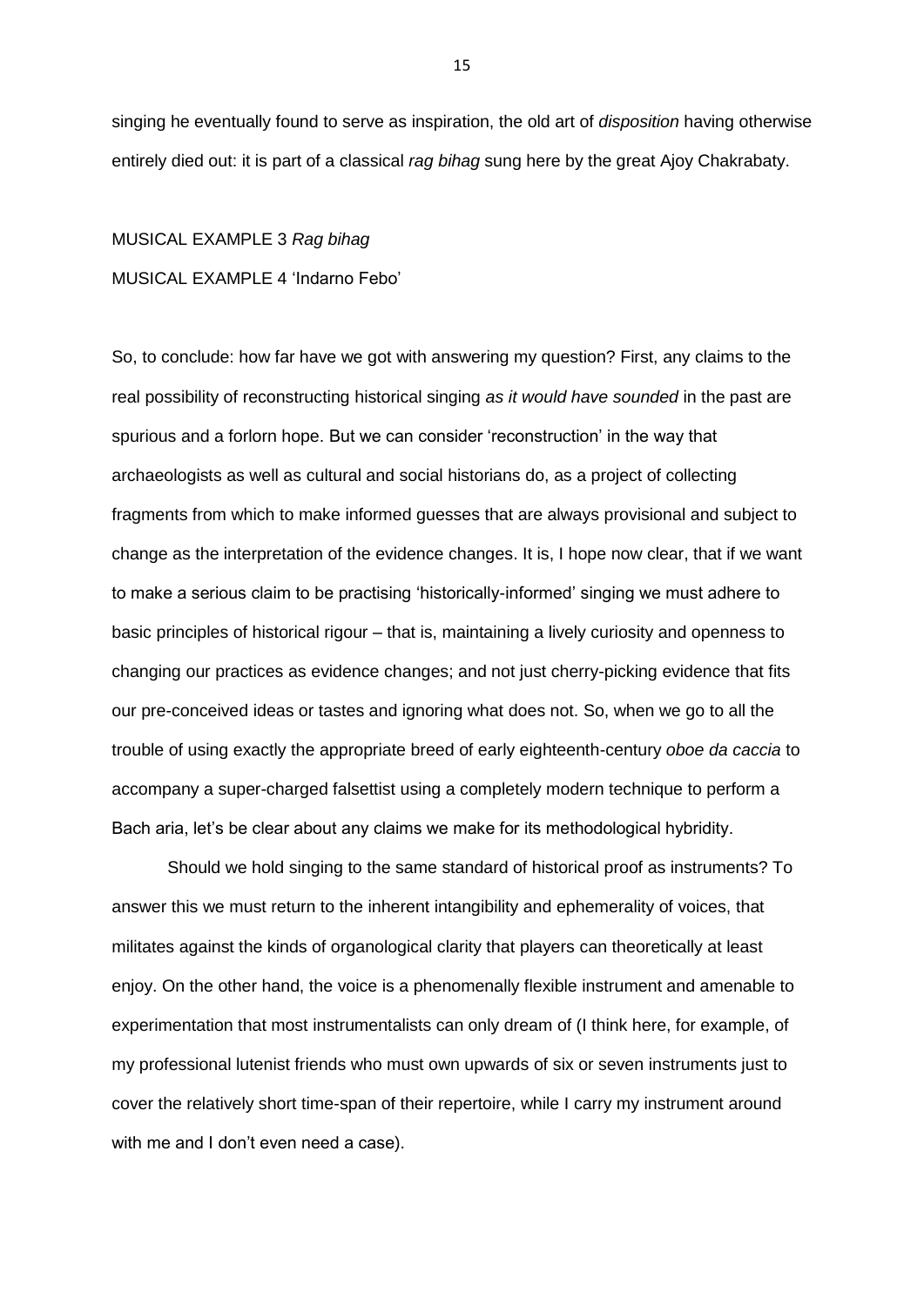singing he eventually found to serve as inspiration, the old art of *disposition* having otherwise entirely died out: it is part of a classical *rag bihag* sung here by the great Ajoy Chakrabaty.

MUSICAL EXAMPLE 3 *Rag bihag*

MUSICAL EXAMPLE 4 'Indarno Febo'

So, to conclude: how far have we got with answering my question? First, any claims to the real possibility of reconstructing historical singing *as it would have sounded* in the past are spurious and a forlorn hope. But we can consider 'reconstruction' in the way that archaeologists as well as cultural and social historians do, as a project of collecting fragments from which to make informed guesses that are always provisional and subject to change as the interpretation of the evidence changes. It is, I hope now clear, that if we want to make a serious claim to be practising 'historically-informed' singing we must adhere to basic principles of historical rigour – that is, maintaining a lively curiosity and openness to changing our practices as evidence changes; and not just cherry-picking evidence that fits our pre-conceived ideas or tastes and ignoring what does not. So, when we go to all the trouble of using exactly the appropriate breed of early eighteenth-century *oboe da caccia* to accompany a super-charged falsettist using a completely modern technique to perform a Bach aria, let's be clear about any claims we make for its methodological hybridity.

Should we hold singing to the same standard of historical proof as instruments? To answer this we must return to the inherent intangibility and ephemerality of voices, that militates against the kinds of organological clarity that players can theoretically at least enjoy. On the other hand, the voice is a phenomenally flexible instrument and amenable to experimentation that most instrumentalists can only dream of (I think here, for example, of my professional lutenist friends who must own upwards of six or seven instruments just to cover the relatively short time-span of their repertoire, while I carry my instrument around with me and I don't even need a case).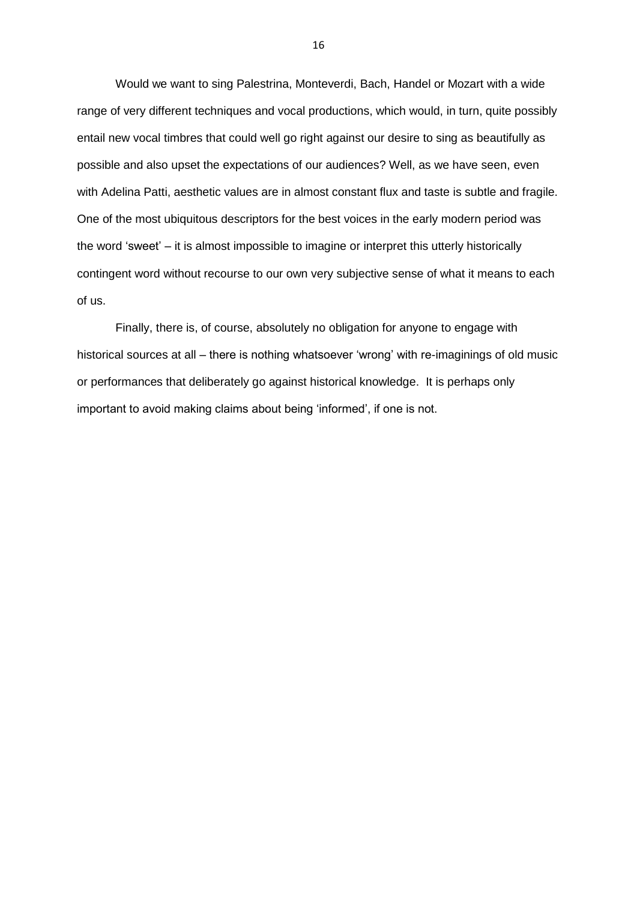Would we want to sing Palestrina, Monteverdi, Bach, Handel or Mozart with a wide range of very different techniques and vocal productions, which would, in turn, quite possibly entail new vocal timbres that could well go right against our desire to sing as beautifully as possible and also upset the expectations of our audiences? Well, as we have seen, even with Adelina Patti, aesthetic values are in almost constant flux and taste is subtle and fragile. One of the most ubiquitous descriptors for the best voices in the early modern period was the word 'sweet' – it is almost impossible to imagine or interpret this utterly historically contingent word without recourse to our own very subjective sense of what it means to each of us.

Finally, there is, of course, absolutely no obligation for anyone to engage with historical sources at all – there is nothing whatsoever 'wrong' with re-imaginings of old music or performances that deliberately go against historical knowledge. It is perhaps only important to avoid making claims about being 'informed', if one is not.